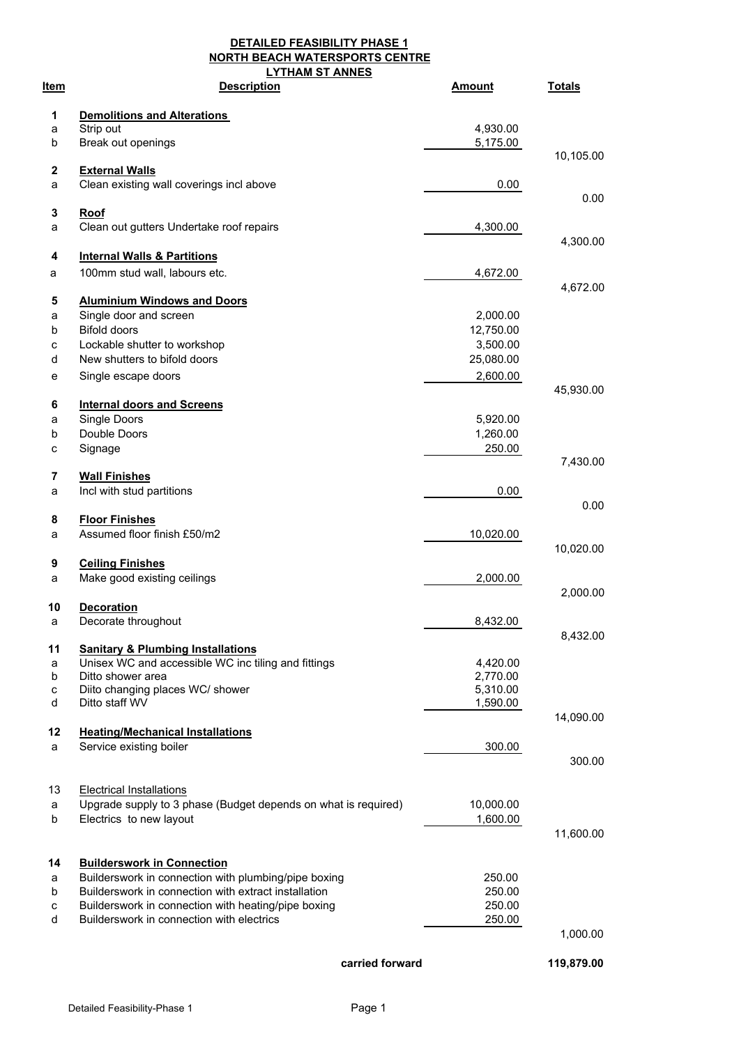**DETAILED FEASIBILITY PHASE 1**
**NORTH BEACH WATERSPORTS CENTRE**
**LYTHAM ST ANNES**

| Item | Description | Amount | Totals |
|---|---|---|---|
| **1** | **Demolitions and Alterations** | | |
| a | Strip out | 4,930.00 | |
| b | Break out openings | 5,175.00 | |
| | | | 10,105.00 |
| **2** | **External Walls** | | |
| a | Clean existing wall coverings incl above | 0.00 | |
| | | | 0.00 |
| **3** | **Roof** | | |
| a | Clean out gutters Undertake roof repairs | 4,300.00 | |
| | | | 4,300.00 |
| **4** | **Internal Walls & Partitions** | | |
| a | 100mm stud wall, labours etc. | 4,672.00 | |
| | | | 4,672.00 |
| **5** | **Aluminium Windows and Doors** | | |
| a | Single door and screen | 2,000.00 | |
| b | Bifold doors | 12,750.00 | |
| c | Lockable shutter to workshop | 3,500.00 | |
| d | New shutters to bifold doors | 25,080.00 | |
| e | Single escape doors | 2,600.00 | |
| | | | 45,930.00 |
| **6** | **Internal doors and Screens** | | |
| a | Single Doors | 5,920.00 | |
| b | Double Doors | 1,260.00 | |
| c | Signage | 250.00 | |
| | | | 7,430.00 |
| **7** | **Wall Finishes** | | |
| a | Incl with stud partitions | 0.00 | |
| | | | 0.00 |
| **8** | **Floor Finishes** | | |
| a | Assumed floor finish £50/m2 | 10,020.00 | |
| | | | 10,020.00 |
| **9** | **Ceiling Finishes** | | |
| a | Make good existing ceilings | 2,000.00 | |
| | | | 2,000.00 |
| **10** | **Decoration** | | |
| a | Decorate throughout | 8,432.00 | |
| | | | 8,432.00 |
| **11** | **Sanitary & Plumbing Installations** | | |
| a | Unisex WC and accessible WC inc tiling and fittings | 4,420.00 | |
| b | Ditto shower area | 2,770.00 | |
| c | Diito changing places WC/ shower | 5,310.00 | |
| d | Ditto staff WV | 1,590.00 | |
| | | | 14,090.00 |
| **12** | **Heating/Mechanical Installations** | | |
| a | Service existing boiler | 300.00 | |
| | | | 300.00 |
| 13 | Electrical Installations | | |
| a | Upgrade supply to 3 phase (Budget depends on what is required) | 10,000.00 | |
| b | Electrics to new layout | 1,600.00 | |
| | | | 11,600.00 |
| **14** | **Builderswork in Connection** | | |
| a | Builderswork in connection with plumbing/pipe boxing | 250.00 | |
| b | Builderswork in connection with extract installation | 250.00 | |
| c | Builderswork in connection with heating/pipe boxing | 250.00 | |
| d | Builderswork in connection with electrics | 250.00 | |
| | | | 1,000.00 |
| | **carried forward** | | **119,879.00** |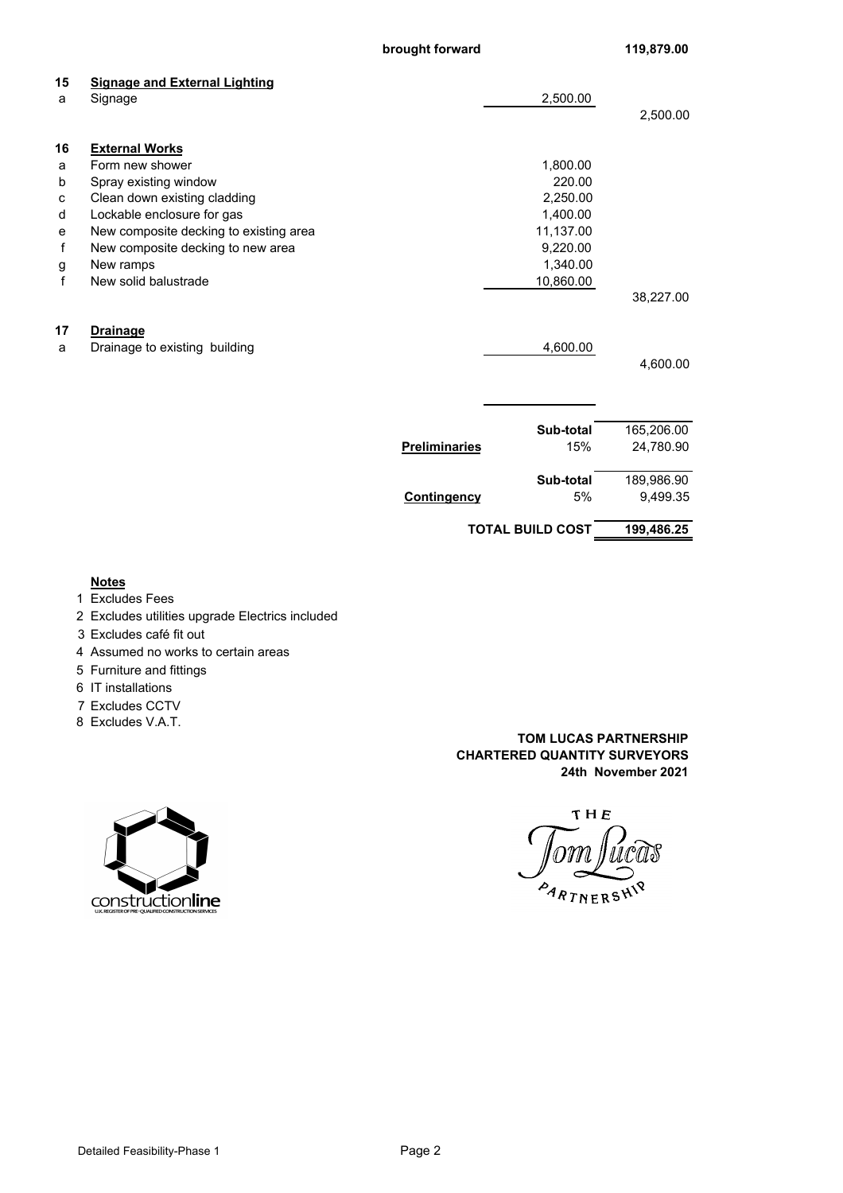| | | | | |
|---|---|---|---|---|
| | | brought forward | | **119,879.00** |
| **15** | **Signage and External Lighting** | | | |
| a | Signage | | 2,500.00 | |
| | | | | 2,500.00 |
| **16** | **External Works** | | | |
| a | Form new shower | | 1,800.00 | |
| b | Spray existing window | | 220.00 | |
| c | Clean down existing cladding | | 2,250.00 | |
| d | Lockable enclosure for gas | | 1,400.00 | |
| e | New composite decking to existing area | | 11,137.00 | |
| f | New composite decking to new area | | 9,220.00 | |
| g | New ramps | | 1,340.00 | |
| f | New solid balustrade | | 10,860.00 | |
| | | | | 38,227.00 |
| **17** | **Drainage** | | | |
| a | Drainage to existing building | | 4,600.00 | |
| | | | | 4,600.00 |
| | | | **Sub-total** | 165,206.00 |
| | | **Preliminaries** | 15% | 24,780.90 |
| | | | **Sub-total** | 189,986.90 |
| | | **Contingency** | 5% | 9,499.35 |
| | | | **TOTAL BUILD COST** | **199,486.25** |

**Notes**

1. Excludes Fees
2. Excludes utilities upgrade Electrics included
3. Excludes café fit out
4. Assumed no works to certain areas
5. Furniture and fittings
6. IT installations
7. Excludes CCTV
8. Excludes V.A.T.

**TOM LUCAS PARTNERSHIP**
**CHARTERED QUANTITY SURVEYORS**
**24th November 2021**

constructionline
U.K. REGISTER OF PRE-QUALIFIED CONSTRUCTION SERVICES

THE Tom Lucas PARTNERSHIP